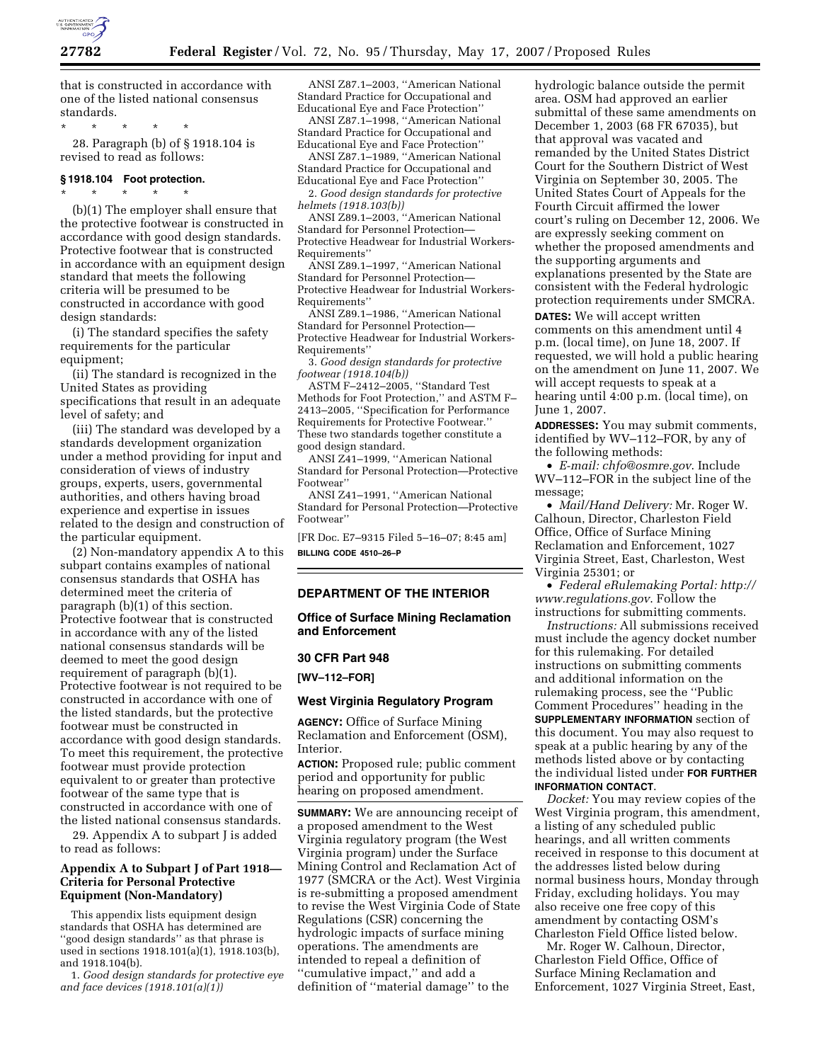that is constructed in accordance with one of the listed national consensus standards.

\* \* \* \* \*

28. Paragraph (b) of § 1918.104 is revised to read as follows:

### § 1918.104 Foot protection.

\* \* \* \* \*

(b)(1) The employer shall ensure that the protective footwear is constructed in accordance with good design standards. Protective footwear that is constructed in accordance with an equipment design standard that meets the following criteria will be presumed to be constructed in accordance with good design standards:

(i) The standard specifies the safety requirements for the particular equipment;

(ii) The standard is recognized in the United States as providing specifications that result in an adequate level of safety; and

(iii) The standard was developed by a standards development organization under a method providing for input and consideration of views of industry groups, experts, users, governmental authorities, and others having broad experience and expertise in issues related to the design and construction of the particular equipment.

(2) Non-mandatory appendix A to this subpart contains examples of national consensus standards that OSHA has determined meet the criteria of paragraph (b)(1) of this section. Protective footwear that is constructed in accordance with any of the listed national consensus standards will be deemed to meet the good design requirement of paragraph (b)(1). Protective footwear is not required to be constructed in accordance with one of the listed standards, but the protective footwear must be constructed in accordance with good design standards. To meet this requirement, the protective footwear must provide protection equivalent to or greater than protective footwear of the same type that is constructed in accordance with one of the listed national consensus standards.

29. Appendix A to subpart J is added to read as follows:

### Appendix A to Subpart J of Part 1918—Criteria for Personal Protective Equipment (Non-Mandatory)

This appendix lists equipment design standards that OSHA has determined are "good design standards" as that phrase is used in sections 1918.101(a)(1), 1918.103(b), and 1918.104(b).

1. *Good design standards for protective eye and face devices (1918.101(a)(1))*

ANSI Z87.1–2003, "American National Standard Practice for Occupational and Educational Eye and Face Protection"

ANSI Z87.1–1998, "American National Standard Practice for Occupational and Educational Eye and Face Protection"

ANSI Z87.1–1989, "American National Standard Practice for Occupational and Educational Eye and Face Protection"

2. *Good design standards for protective helmets (1918.103(b))*

ANSI Z89.1–2003, "American National Standard for Personnel Protection—Protective Headwear for Industrial Workers-Requirements"

ANSI Z89.1–1997, "American National Standard for Personnel Protection—Protective Headwear for Industrial Workers-Requirements"

ANSI Z89.1–1986, "American National Standard for Personnel Protection—Protective Headwear for Industrial Workers-Requirements"

3. *Good design standards for protective footwear (1918.104(b))*

ASTM F–2412–2005, "Standard Test Methods for Foot Protection," and ASTM F–2413–2005, "Specification for Performance Requirements for Protective Footwear." These two standards together constitute a good design standard.

ANSI Z41–1999, "American National Standard for Personal Protection—Protective Footwear"

ANSI Z41–1991, "American National Standard for Personal Protection—Protective Footwear"

[FR Doc. E7–9315 Filed 5–16–07; 8:45 am]

**BILLING CODE 4510–26–P**

## DEPARTMENT OF THE INTERIOR

## Office of Surface Mining Reclamation and Enforcement

### 30 CFR Part 948

**[WV–112–FOR]**

### West Virginia Regulatory Program

**AGENCY:** Office of Surface Mining Reclamation and Enforcement (OSM), Interior.

**ACTION:** Proposed rule; public comment period and opportunity for public hearing on proposed amendment.

**SUMMARY:** We are announcing receipt of a proposed amendment to the West Virginia regulatory program (the West Virginia program) under the Surface Mining Control and Reclamation Act of 1977 (SMCRA or the Act). West Virginia is re-submitting a proposed amendment to revise the West Virginia Code of State Regulations (CSR) concerning the hydrologic impacts of surface mining operations. The amendments are intended to repeal a definition of "cumulative impact," and add a definition of "material damage" to the hydrologic balance outside the permit area. OSM had approved an earlier submittal of these same amendments on December 1, 2003 (68 FR 67035), but that approval was vacated and remanded by the United States District Court for the Southern District of West Virginia on September 30, 2005. The United States Court of Appeals for the Fourth Circuit affirmed the lower court's ruling on December 12, 2006. We are expressly seeking comment on whether the proposed amendments and the supporting arguments and explanations presented by the State are consistent with the Federal hydrologic protection requirements under SMCRA.

**DATES:** We will accept written comments on this amendment until 4 p.m. (local time), on June 18, 2007. If requested, we will hold a public hearing on the amendment on June 11, 2007. We will accept requests to speak at a hearing until 4:00 p.m. (local time), on June 1, 2007.

**ADDRESSES:** You may submit comments, identified by WV–112–FOR, by any of the following methods:

- *E-mail: chfo@osmre.gov*. Include WV–112–FOR in the subject line of the message;
- *Mail/Hand Delivery:* Mr. Roger W. Calhoun, Director, Charleston Field Office, Office of Surface Mining Reclamation and Enforcement, 1027 Virginia Street, East, Charleston, West Virginia 25301; or
- *Federal eRulemaking Portal: http://www.regulations.gov*. Follow the instructions for submitting comments.

*Instructions:* All submissions received must include the agency docket number for this rulemaking. For detailed instructions on submitting comments and additional information on the rulemaking process, see the "Public Comment Procedures" heading in the **SUPPLEMENTARY INFORMATION** section of this document. You may also request to speak at a public hearing by any of the methods listed above or by contacting the individual listed under **FOR FURTHER INFORMATION CONTACT**.

*Docket:* You may review copies of the West Virginia program, this amendment, a listing of any scheduled public hearings, and all written comments received in response to this document at the addresses listed below during normal business hours, Monday through Friday, excluding holidays. You may also receive one free copy of this amendment by contacting OSM's Charleston Field Office listed below.

Mr. Roger W. Calhoun, Director, Charleston Field Office, Office of Surface Mining Reclamation and Enforcement, 1027 Virginia Street, East,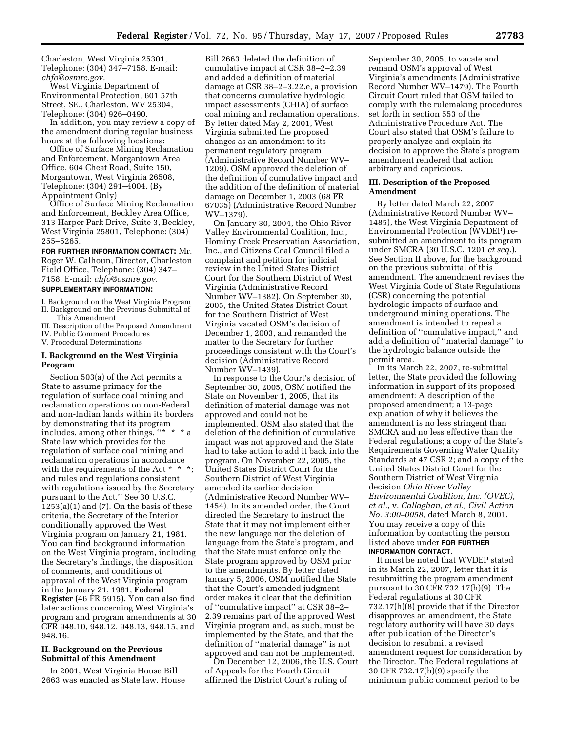Charleston, West Virginia 25301, Telephone: (304) 347–7158. E-mail: *chfo@osmre.gov.*

West Virginia Department of Environmental Protection, 601 57th Street, SE., Charleston, WV 25304, Telephone: (304) 926–0490.

In addition, you may review a copy of the amendment during regular business hours at the following locations:

Office of Surface Mining Reclamation and Enforcement, Morgantown Area Office, 604 Cheat Road, Suite 150, Morgantown, West Virginia 26508, Telephone: (304) 291–4004. (By Appointment Only)

Office of Surface Mining Reclamation and Enforcement, Beckley Area Office, 313 Harper Park Drive, Suite 3, Beckley, West Virginia 25801, Telephone: (304) 255–5265.

**FOR FURTHER INFORMATION CONTACT:** Mr. Roger W. Calhoun, Director, Charleston Field Office, Telephone: (304) 347–7158. E-mail: *chfo@osmre.gov*.

**SUPPLEMENTARY INFORMATION:**

I. Background on the West Virginia Program
II. Background on the Previous Submittal of This Amendment
III. Description of the Proposed Amendment
IV. Public Comment Procedures
V. Procedural Determinations

## I. Background on the West Virginia Program

Section 503(a) of the Act permits a State to assume primacy for the regulation of surface coal mining and reclamation operations on non-Federal and non-Indian lands within its borders by demonstrating that its program includes, among other things, "* * * a State law which provides for the regulation of surface coal mining and reclamation operations in accordance with the requirements of the Act * * *; and rules and regulations consistent with regulations issued by the Secretary pursuant to the Act." See 30 U.S.C. 1253(a)(1) and (7). On the basis of these criteria, the Secretary of the Interior conditionally approved the West Virginia program on January 21, 1981. You can find background information on the West Virginia program, including the Secretary's findings, the disposition of comments, and conditions of approval of the West Virginia program in the January 21, 1981, **Federal Register** (46 FR 5915). You can also find later actions concerning West Virginia's program and program amendments at 30 CFR 948.10, 948.12, 948.13, 948.15, and 948.16.

## II. Background on the Previous Submittal of this Amendment

In 2001, West Virginia House Bill 2663 was enacted as State law. House Bill 2663 deleted the definition of cumulative impact at CSR 38–2–2.39 and added a definition of material damage at CSR 38–2–3.22.e, a provision that concerns cumulative hydrologic impact assessments (CHIA) of surface coal mining and reclamation operations. By letter dated May 2, 2001, West Virginia submitted the proposed changes as an amendment to its permanent regulatory program (Administrative Record Number WV–1209). OSM approved the deletion of the definition of cumulative impact and the addition of the definition of material damage on December 1, 2003 (68 FR 67035) (Administrative Record Number WV–1379).

On January 30, 2004, the Ohio River Valley Environmental Coalition, Inc., Hominy Creek Preservation Association, Inc., and Citizens Coal Council filed a complaint and petition for judicial review in the United States District Court for the Southern District of West Virginia (Administrative Record Number WV–1382). On September 30, 2005, the United States District Court for the Southern District of West Virginia vacated OSM's decision of December 1, 2003, and remanded the matter to the Secretary for further proceedings consistent with the Court's decision (Administrative Record Number WV–1439).

In response to the Court's decision of September 30, 2005, OSM notified the State on November 1, 2005, that its definition of material damage was not approved and could not be implemented. OSM also stated that the deletion of the definition of cumulative impact was not approved and the State had to take action to add it back into the program. On November 22, 2005, the United States District Court for the Southern District of West Virginia amended its earlier decision (Administrative Record Number WV–1454). In its amended order, the Court directed the Secretary to instruct the State that it may not implement either the new language nor the deletion of language from the State's program, and that the State must enforce only the State program approved by OSM prior to the amendments. By letter dated January 5, 2006, OSM notified the State that the Court's amended judgment order makes it clear that the definition of "cumulative impact" at CSR 38–2–2.39 remains part of the approved West Virginia program and, as such, must be implemented by the State, and that the definition of "material damage" is not approved and can not be implemented.

On December 12, 2006, the U.S. Court of Appeals for the Fourth Circuit affirmed the District Court's ruling of September 30, 2005, to vacate and remand OSM's approval of West Virginia's amendments (Administrative Record Number WV–1479). The Fourth Circuit Court ruled that OSM failed to comply with the rulemaking procedures set forth in section 553 of the Administrative Procedure Act. The Court also stated that OSM's failure to properly analyze and explain its decision to approve the State's program amendment rendered that action arbitrary and capricious.

## III. Description of the Proposed Amendment

By letter dated March 22, 2007 (Administrative Record Number WV–1485), the West Virginia Department of Environmental Protection (WVDEP) re-submitted an amendment to its program under SMCRA (30 U.S.C. 1201 *et seq.*). See Section II above, for the background on the previous submittal of this amendment. The amendment revises the West Virginia Code of State Regulations (CSR) concerning the potential hydrologic impacts of surface and underground mining operations. The amendment is intended to repeal a definition of "cumulative impact," and add a definition of "material damage" to the hydrologic balance outside the permit area.

In its March 22, 2007, re-submittal letter, the State provided the following information in support of its proposed amendment: A description of the proposed amendment; a 13-page explanation of why it believes the amendment is no less stringent than SMCRA and no less effective than the Federal regulations; a copy of the State's Requirements Governing Water Quality Standards at 47 CSR 2; and a copy of the United States District Court for the Southern District of West Virginia decision *Ohio River Valley Environmental Coalition, Inc. (OVEC), et al.,* v. *Callaghan, et al., Civil Action No. 3:00–0058,* dated March 8, 2001. You may receive a copy of this information by contacting the person listed above under **FOR FURTHER INFORMATION CONTACT**.

It must be noted that WVDEP stated in its March 22, 2007, letter that it is resubmitting the program amendment pursuant to 30 CFR 732.17(h)(9). The Federal regulations at 30 CFR 732.17(h)(8) provide that if the Director disapproves an amendment, the State regulatory authority will have 30 days after publication of the Director's decision to resubmit a revised amendment request for consideration by the Director. The Federal regulations at 30 CFR 732.17(h)(9) specify the minimum public comment period to be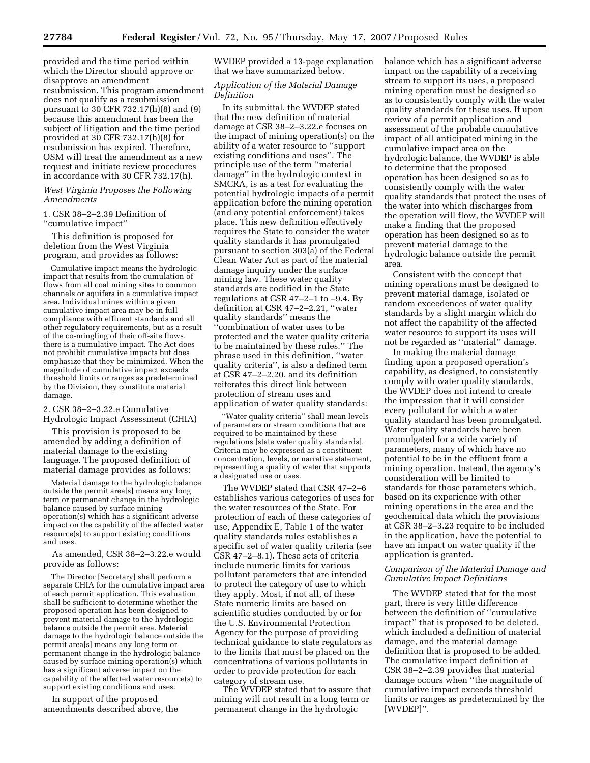provided and the time period within which the Director should approve or disapprove an amendment resubmission. This program amendment does not qualify as a resubmission pursuant to 30 CFR 732.17(h)(8) and (9) because this amendment has been the subject of litigation and the time period provided at 30 CFR 732.17(h)(8) for resubmission has expired. Therefore, OSM will treat the amendment as a new request and initiate review procedures in accordance with 30 CFR 732.17(h).

*West Virginia Proposes the Following Amendments*

1. CSR 38–2–2.39 Definition of ''cumulative impact''

This definition is proposed for deletion from the West Virginia program, and provides as follows:

> Cumulative impact means the hydrologic impact that results from the cumulation of flows from all coal mining sites to common channels or aquifers in a cumulative impact area. Individual mines within a given cumulative impact area may be in full compliance with effluent standards and all other regulatory requirements, but as a result of the co-mingling of their off-site flows, there is a cumulative impact. The Act does not prohibit cumulative impacts but does emphasize that they be minimized. When the magnitude of cumulative impact exceeds threshold limits or ranges as predetermined by the Division, they constitute material damage.

2. CSR 38–2–3.22.e Cumulative Hydrologic Impact Assessment (CHIA)

This provision is proposed to be amended by adding a definition of material damage to the existing language. The proposed definition of material damage provides as follows:

> Material damage to the hydrologic balance outside the permit area[s] means any long term or permanent change in the hydrologic balance caused by surface mining operation(s) which has a significant adverse impact on the capability of the affected water resource(s) to support existing conditions and uses.

As amended, CSR 38–2–3.22.e would provide as follows:

> The Director [Secretary] shall perform a separate CHIA for the cumulative impact area of each permit application. This evaluation shall be sufficient to determine whether the proposed operation has been designed to prevent material damage to the hydrologic balance outside the permit area. Material damage to the hydrologic balance outside the permit area[s] means any long term or permanent change in the hydrologic balance caused by surface mining operation(s) which has a significant adverse impact on the capability of the affected water resource(s) to support existing conditions and uses.

In support of the proposed amendments described above, the WVDEP provided a 13-page explanation that we have summarized below.

*Application of the Material Damage Definition*

In its submittal, the WVDEP stated that the new definition of material damage at CSR 38–2–3.22.e focuses on the impact of mining operation(s) on the ability of a water resource to ''support existing conditions and uses''. The principle use of the term ''material damage'' in the hydrologic context in SMCRA, is as a test for evaluating the potential hydrologic impacts of a permit application before the mining operation (and any potential enforcement) takes place. This new definition effectively requires the State to consider the water quality standards it has promulgated pursuant to section 303(a) of the Federal Clean Water Act as part of the material damage inquiry under the surface mining law. These water quality standards are codified in the State regulations at CSR 47–2–1 to –9.4. By definition at CSR 47–2–2.21, ''water quality standards'' means the ''combination of water uses to be protected and the water quality criteria to be maintained by these rules.'' The phrase used in this definition, ''water quality criteria'', is also a defined term at CSR 47–2–2.20, and its definition reiterates this direct link between protection of stream uses and application of water quality standards:

> ''Water quality criteria'' shall mean levels of parameters or stream conditions that are required to be maintained by these regulations [state water quality standards]. Criteria may be expressed as a constituent concentration, levels, or narrative statement, representing a quality of water that supports a designated use or uses.

The WVDEP stated that CSR 47–2–6 establishes various categories of uses for the water resources of the State. For protection of each of these categories of use, Appendix E, Table 1 of the water quality standards rules establishes a specific set of water quality criteria (see CSR 47–2–8.1). These sets of criteria include numeric limits for various pollutant parameters that are intended to protect the category of use to which they apply. Most, if not all, of these State numeric limits are based on scientific studies conducted by or for the U.S. Environmental Protection Agency for the purpose of providing technical guidance to state regulators as to the limits that must be placed on the concentrations of various pollutants in order to provide protection for each category of stream use.

The WVDEP stated that to assure that mining will not result in a long term or permanent change in the hydrologic balance which has a significant adverse impact on the capability of a receiving stream to support its uses, a proposed mining operation must be designed so as to consistently comply with the water quality standards for these uses. If upon review of a permit application and assessment of the probable cumulative impact of all anticipated mining in the cumulative impact area on the hydrologic balance, the WVDEP is able to determine that the proposed operation has been designed so as to consistently comply with the water quality standards that protect the uses of the water into which discharges from the operation will flow, the WVDEP will make a finding that the proposed operation has been designed so as to prevent material damage to the hydrologic balance outside the permit area.

Consistent with the concept that mining operations must be designed to prevent material damage, isolated or random exceedences of water quality standards by a slight margin which do not affect the capability of the affected water resource to support its uses will not be regarded as ''material'' damage.

In making the material damage finding upon a proposed operation's capability, as designed, to consistently comply with water quality standards, the WVDEP does not intend to create the impression that it will consider every pollutant for which a water quality standard has been promulgated. Water quality standards have been promulgated for a wide variety of parameters, many of which have no potential to be in the effluent from a mining operation. Instead, the agency's consideration will be limited to standards for those parameters which, based on its experience with other mining operations in the area and the geochemical data which the provisions at CSR 38–2–3.23 require to be included in the application, have the potential to have an impact on water quality if the application is granted.

*Comparison of the Material Damage and Cumulative Impact Definitions*

The WVDEP stated that for the most part, there is very little difference between the definition of ''cumulative impact'' that is proposed to be deleted, which included a definition of material damage, and the material damage definition that is proposed to be added. The cumulative impact definition at CSR 38–2–2.39 provides that material damage occurs when ''the magnitude of cumulative impact exceeds threshold limits or ranges as predetermined by the [WVDEP]''.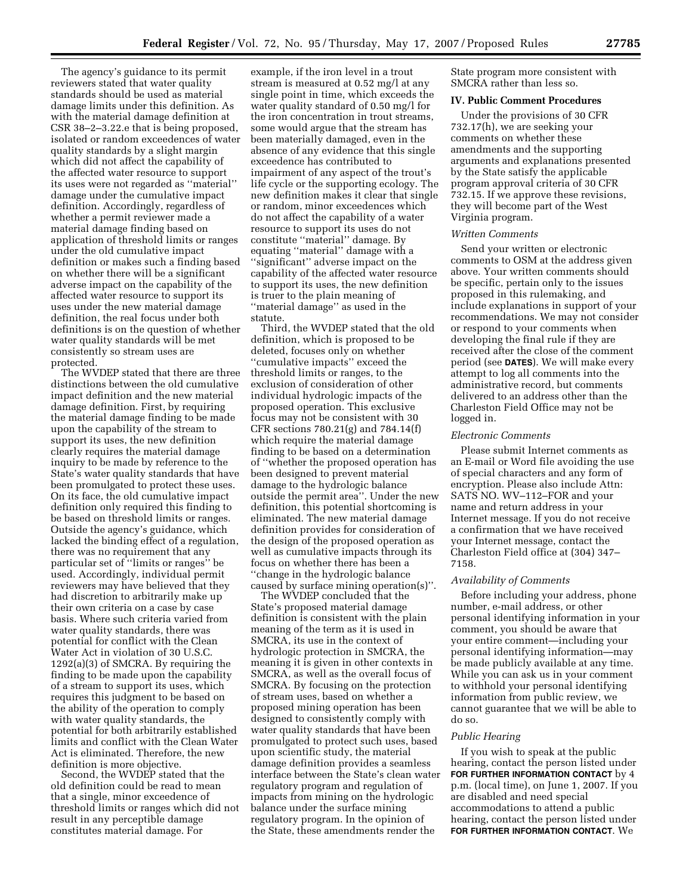The agency's guidance to its permit reviewers stated that water quality standards should be used as material damage limits under this definition. As with the material damage definition at CSR 38–2–3.22.e that is being proposed, isolated or random exceedences of water quality standards by a slight margin which did not affect the capability of the affected water resource to support its uses were not regarded as ''material'' damage under the cumulative impact definition. Accordingly, regardless of whether a permit reviewer made a material damage finding based on application of threshold limits or ranges under the old cumulative impact definition or makes such a finding based on whether there will be a significant adverse impact on the capability of the affected water resource to support its uses under the new material damage definition, the real focus under both definitions is on the question of whether water quality standards will be met consistently so stream uses are protected.

The WVDEP stated that there are three distinctions between the old cumulative impact definition and the new material damage definition. First, by requiring the material damage finding to be made upon the capability of the stream to support its uses, the new definition clearly requires the material damage inquiry to be made by reference to the State's water quality standards that have been promulgated to protect these uses. On its face, the old cumulative impact definition only required this finding to be based on threshold limits or ranges. Outside the agency's guidance, which lacked the binding effect of a regulation, there was no requirement that any particular set of ''limits or ranges'' be used. Accordingly, individual permit reviewers may have believed that they had discretion to arbitrarily make up their own criteria on a case by case basis. Where such criteria varied from water quality standards, there was potential for conflict with the Clean Water Act in violation of 30 U.S.C. 1292(a)(3) of SMCRA. By requiring the finding to be made upon the capability of a stream to support its uses, which requires this judgment to be based on the ability of the operation to comply with water quality standards, the potential for both arbitrarily established limits and conflict with the Clean Water Act is eliminated. Therefore, the new definition is more objective.

Second, the WVDEP stated that the old definition could be read to mean that a single, minor exceedence of threshold limits or ranges which did not result in any perceptible damage constitutes material damage. For example, if the iron level in a trout stream is measured at 0.52 mg/l at any single point in time, which exceeds the water quality standard of 0.50 mg/l for the iron concentration in trout streams, some would argue that the stream has been materially damaged, even in the absence of any evidence that this single exceedence has contributed to impairment of any aspect of the trout's life cycle or the supporting ecology. The new definition makes it clear that single or random, minor exceedences which do not affect the capability of a water resource to support its uses do not constitute ''material'' damage. By equating ''material'' damage with a ''significant'' adverse impact on the capability of the affected water resource to support its uses, the new definition is truer to the plain meaning of ''material damage'' as used in the statute.

Third, the WVDEP stated that the old definition, which is proposed to be deleted, focuses only on whether ''cumulative impacts'' exceed the threshold limits or ranges, to the exclusion of consideration of other individual hydrologic impacts of the proposed operation. This exclusive focus may not be consistent with 30 CFR sections 780.21(g) and 784.14(f) which require the material damage finding to be based on a determination of ''whether the proposed operation has been designed to prevent material damage to the hydrologic balance outside the permit area''. Under the new definition, this potential shortcoming is eliminated. The new material damage definition provides for consideration of the design of the proposed operation as well as cumulative impacts through its focus on whether there has been a ''change in the hydrologic balance caused by surface mining operation(s)''.

The WVDEP concluded that the State's proposed material damage definition is consistent with the plain meaning of the term as it is used in SMCRA, its use in the context of hydrologic protection in SMCRA, the meaning it is given in other contexts in SMCRA, as well as the overall focus of SMCRA. By focusing on the protection of stream uses, based on whether a proposed mining operation has been designed to consistently comply with water quality standards that have been promulgated to protect such uses, based upon scientific study, the material damage definition provides a seamless interface between the State's clean water regulatory program and regulation of impacts from mining on the hydrologic balance under the surface mining regulatory program. In the opinion of the State, these amendments render the State program more consistent with SMCRA rather than less so.

## IV. Public Comment Procedures

Under the provisions of 30 CFR 732.17(h), we are seeking your comments on whether these amendments and the supporting arguments and explanations presented by the State satisfy the applicable program approval criteria of 30 CFR 732.15. If we approve these revisions, they will become part of the West Virginia program.

### *Written Comments*

Send your written or electronic comments to OSM at the address given above. Your written comments should be specific, pertain only to the issues proposed in this rulemaking, and include explanations in support of your recommendations. We may not consider or respond to your comments when developing the final rule if they are received after the close of the comment period (see **DATES**). We will make every attempt to log all comments into the administrative record, but comments delivered to an address other than the Charleston Field Office may not be logged in.

### *Electronic Comments*

Please submit Internet comments as an E-mail or Word file avoiding the use of special characters and any form of encryption. Please also include Attn: SATS NO. WV–112–FOR and your name and return address in your Internet message. If you do not receive a confirmation that we have received your Internet message, contact the Charleston Field office at (304) 347–7158.

### *Availability of Comments*

Before including your address, phone number, e-mail address, or other personal identifying information in your comment, you should be aware that your entire comment—including your personal identifying information—may be made publicly available at any time. While you can ask us in your comment to withhold your personal identifying information from public review, we cannot guarantee that we will be able to do so.

### *Public Hearing*

If you wish to speak at the public hearing, contact the person listed under **FOR FURTHER INFORMATION CONTACT** by 4 p.m. (local time), on June 1, 2007. If you are disabled and need special accommodations to attend a public hearing, contact the person listed under **FOR FURTHER INFORMATION CONTACT**. We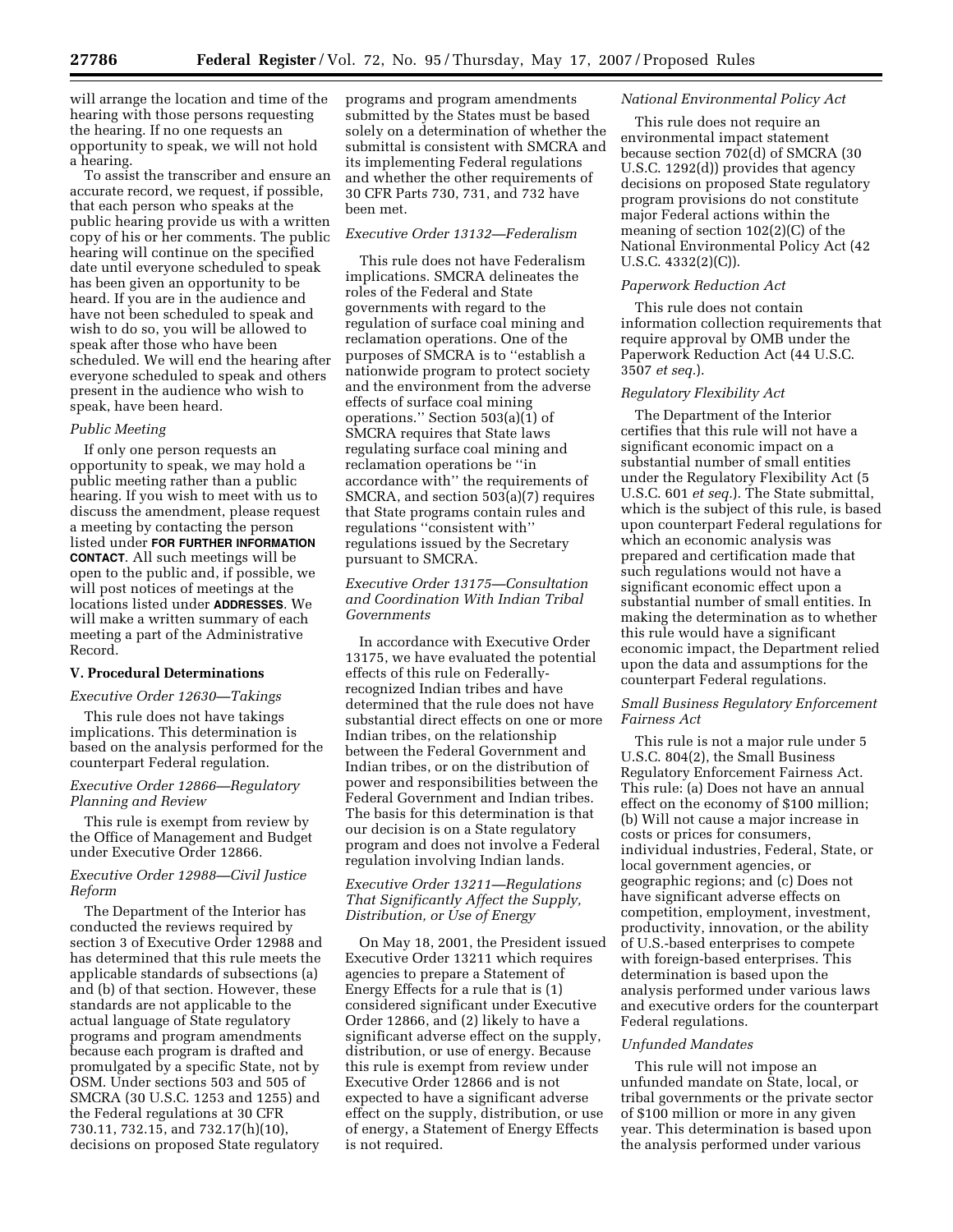will arrange the location and time of the hearing with those persons requesting the hearing. If no one requests an opportunity to speak, we will not hold a hearing.

To assist the transcriber and ensure an accurate record, we request, if possible, that each person who speaks at the public hearing provide us with a written copy of his or her comments. The public hearing will continue on the specified date until everyone scheduled to speak has been given an opportunity to be heard. If you are in the audience and have not been scheduled to speak and wish to do so, you will be allowed to speak after those who have been scheduled. We will end the hearing after everyone scheduled to speak and others present in the audience who wish to speak, have been heard.

*Public Meeting*

If only one person requests an opportunity to speak, we may hold a public meeting rather than a public hearing. If you wish to meet with us to discuss the amendment, please request a meeting by contacting the person listed under **FOR FURTHER INFORMATION CONTACT**. All such meetings will be open to the public and, if possible, we will post notices of meetings at the locations listed under **ADDRESSES**. We will make a written summary of each meeting a part of the Administrative Record.

## V. Procedural Determinations

*Executive Order 12630—Takings*

This rule does not have takings implications. This determination is based on the analysis performed for the counterpart Federal regulation.

*Executive Order 12866—Regulatory Planning and Review*

This rule is exempt from review by the Office of Management and Budget under Executive Order 12866.

*Executive Order 12988—Civil Justice Reform*

The Department of the Interior has conducted the reviews required by section 3 of Executive Order 12988 and has determined that this rule meets the applicable standards of subsections (a) and (b) of that section. However, these standards are not applicable to the actual language of State regulatory programs and program amendments because each program is drafted and promulgated by a specific State, not by OSM. Under sections 503 and 505 of SMCRA (30 U.S.C. 1253 and 1255) and the Federal regulations at 30 CFR 730.11, 732.15, and 732.17(h)(10), decisions on proposed State regulatory programs and program amendments submitted by the States must be based solely on a determination of whether the submittal is consistent with SMCRA and its implementing Federal regulations and whether the other requirements of 30 CFR Parts 730, 731, and 732 have been met.

*Executive Order 13132—Federalism*

This rule does not have Federalism implications. SMCRA delineates the roles of the Federal and State governments with regard to the regulation of surface coal mining and reclamation operations. One of the purposes of SMCRA is to "establish a nationwide program to protect society and the environment from the adverse effects of surface coal mining operations." Section 503(a)(1) of SMCRA requires that State laws regulating surface coal mining and reclamation operations be "in accordance with" the requirements of SMCRA, and section 503(a)(7) requires that State programs contain rules and regulations "consistent with" regulations issued by the Secretary pursuant to SMCRA.

*Executive Order 13175—Consultation and Coordination With Indian Tribal Governments*

In accordance with Executive Order 13175, we have evaluated the potential effects of this rule on Federally-recognized Indian tribes and have determined that the rule does not have substantial direct effects on one or more Indian tribes, on the relationship between the Federal Government and Indian tribes, or on the distribution of power and responsibilities between the Federal Government and Indian tribes. The basis for this determination is that our decision is on a State regulatory program and does not involve a Federal regulation involving Indian lands.

*Executive Order 13211—Regulations That Significantly Affect the Supply, Distribution, or Use of Energy*

On May 18, 2001, the President issued Executive Order 13211 which requires agencies to prepare a Statement of Energy Effects for a rule that is (1) considered significant under Executive Order 12866, and (2) likely to have a significant adverse effect on the supply, distribution, or use of energy. Because this rule is exempt from review under Executive Order 12866 and is not expected to have a significant adverse effect on the supply, distribution, or use of energy, a Statement of Energy Effects is not required.

*National Environmental Policy Act*

This rule does not require an environmental impact statement because section 702(d) of SMCRA (30 U.S.C. 1292(d)) provides that agency decisions on proposed State regulatory program provisions do not constitute major Federal actions within the meaning of section 102(2)(C) of the National Environmental Policy Act (42 U.S.C. 4332(2)(C)).

*Paperwork Reduction Act*

This rule does not contain information collection requirements that require approval by OMB under the Paperwork Reduction Act (44 U.S.C. 3507 *et seq.*).

*Regulatory Flexibility Act*

The Department of the Interior certifies that this rule will not have a significant economic impact on a substantial number of small entities under the Regulatory Flexibility Act (5 U.S.C. 601 *et seq.*). The State submittal, which is the subject of this rule, is based upon counterpart Federal regulations for which an economic analysis was prepared and certification made that such regulations would not have a significant economic effect upon a substantial number of small entities. In making the determination as to whether this rule would have a significant economic impact, the Department relied upon the data and assumptions for the counterpart Federal regulations.

*Small Business Regulatory Enforcement Fairness Act*

This rule is not a major rule under 5 U.S.C. 804(2), the Small Business Regulatory Enforcement Fairness Act. This rule: (a) Does not have an annual effect on the economy of $100 million; (b) Will not cause a major increase in costs or prices for consumers, individual industries, Federal, State, or local government agencies, or geographic regions; and (c) Does not have significant adverse effects on competition, employment, investment, productivity, innovation, or the ability of U.S.-based enterprises to compete with foreign-based enterprises. This determination is based upon the analysis performed under various laws and executive orders for the counterpart Federal regulations.

*Unfunded Mandates*

This rule will not impose an unfunded mandate on State, local, or tribal governments or the private sector of $100 million or more in any given year. This determination is based upon the analysis performed under various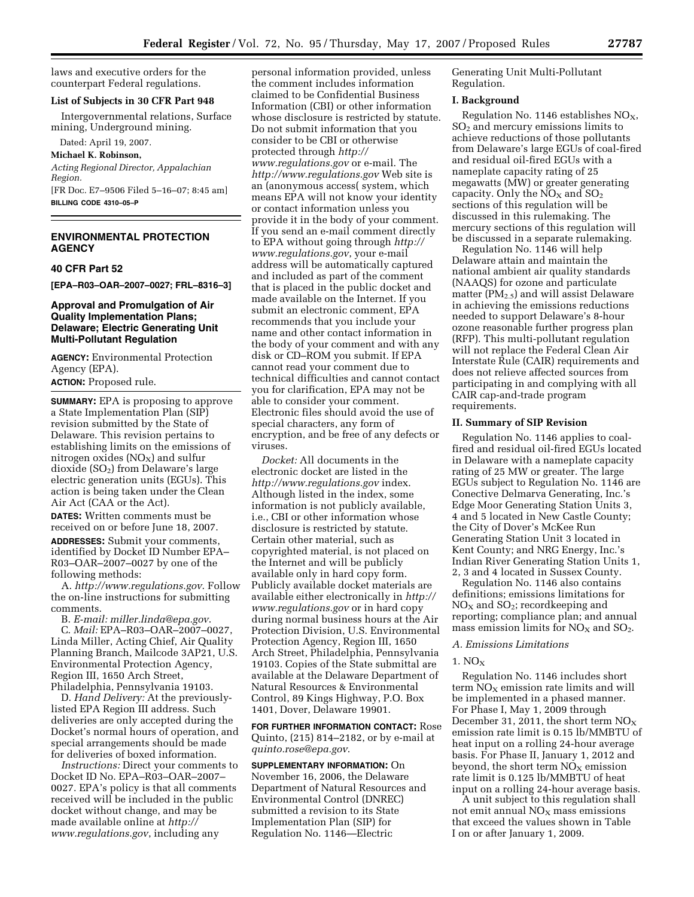laws and executive orders for the counterpart Federal regulations.

**List of Subjects in 30 CFR Part 948**

Intergovernmental relations, Surface mining, Underground mining.

Dated: April 19, 2007.

**Michael K. Robinson,**

*Acting Regional Director, Appalachian Region.*

[FR Doc. E7–9506 Filed 5–16–07; 8:45 am]

**BILLING CODE 4310–05–P**

## ENVIRONMENTAL PROTECTION AGENCY

### 40 CFR Part 52

**[EPA–R03–OAR–2007–0027; FRL–8316–3]**

### Approval and Promulgation of Air Quality Implementation Plans; Delaware; Electric Generating Unit Multi-Pollutant Regulation

**AGENCY:** Environmental Protection Agency (EPA).

**ACTION:** Proposed rule.

**SUMMARY:** EPA is proposing to approve a State Implementation Plan (SIP) revision submitted by the State of Delaware. This revision pertains to establishing limits on the emissions of nitrogen oxides ($NO_X$) and sulfur dioxide ($SO_2$) from Delaware's large electric generation units (EGUs). This action is being taken under the Clean Air Act (CAA or the Act).

**DATES:** Written comments must be received on or before June 18, 2007.

**ADDRESSES:** Submit your comments, identified by Docket ID Number EPA–R03–OAR–2007–0027 by one of the following methods:

A. *http://www.regulations.gov*. Follow the on-line instructions for submitting comments.

B. *E-mail: miller.linda@epa.gov*.

C. *Mail:* EPA–R03–OAR–2007–0027, Linda Miller, Acting Chief, Air Quality Planning Branch, Mailcode 3AP21, U.S. Environmental Protection Agency, Region III, 1650 Arch Street, Philadelphia, Pennsylvania 19103.

D. *Hand Delivery:* At the previously-listed EPA Region III address. Such deliveries are only accepted during the Docket's normal hours of operation, and special arrangements should be made for deliveries of boxed information.

*Instructions:* Direct your comments to Docket ID No. EPA–R03–OAR–2007–0027. EPA's policy is that all comments received will be included in the public docket without change, and may be made available online at *http://www.regulations.gov*, including any personal information provided, unless the comment includes information claimed to be Confidential Business Information (CBI) or other information whose disclosure is restricted by statute. Do not submit information that you consider to be CBI or otherwise protected through *http://www.regulations.gov* or e-mail. The *http://www.regulations.gov* Web site is an (anonymous access( system, which means EPA will not know your identity or contact information unless you provide it in the body of your comment. If you send an e-mail comment directly to EPA without going through *http://www.regulations.gov*, your e-mail address will be automatically captured and included as part of the comment that is placed in the public docket and made available on the Internet. If you submit an electronic comment, EPA recommends that you include your name and other contact information in the body of your comment and with any disk or CD–ROM you submit. If EPA cannot read your comment due to technical difficulties and cannot contact you for clarification, EPA may not be able to consider your comment. Electronic files should avoid the use of special characters, any form of encryption, and be free of any defects or viruses.

*Docket:* All documents in the electronic docket are listed in the *http://www.regulations.gov* index. Although listed in the index, some information is not publicly available, i.e., CBI or other information whose disclosure is restricted by statute. Certain other material, such as copyrighted material, is not placed on the Internet and will be publicly available only in hard copy form. Publicly available docket materials are available either electronically in *http://www.regulations.gov* or in hard copy during normal business hours at the Air Protection Division, U.S. Environmental Protection Agency, Region III, 1650 Arch Street, Philadelphia, Pennsylvania 19103. Copies of the State submittal are available at the Delaware Department of Natural Resources & Environmental Control, 89 Kings Highway, P.O. Box 1401, Dover, Delaware 19901.

**FOR FURTHER INFORMATION CONTACT:** Rose Quinto, (215) 814–2182, or by e-mail at *quinto.rose@epa.gov*.

**SUPPLEMENTARY INFORMATION:** On November 16, 2006, the Delaware Department of Natural Resources and Environmental Control (DNREC) submitted a revision to its State Implementation Plan (SIP) for Regulation No. 1146—Electric Generating Unit Multi-Pollutant Regulation.

### I. Background

Regulation No. 1146 establishes $NO_X$, $SO_2$ and mercury emissions limits to achieve reductions of those pollutants from Delaware's large EGUs of coal-fired and residual oil-fired EGUs with a nameplate capacity rating of 25 megawatts (MW) or greater generating capacity. Only the $NO_X$ and $SO_2$ sections of this regulation will be discussed in this rulemaking. The mercury sections of this regulation will be discussed in a separate rulemaking.

Regulation No. 1146 will help Delaware attain and maintain the national ambient air quality standards (NAAQS) for ozone and particulate matter ($PM_{2.5}$) and will assist Delaware in achieving the emissions reductions needed to support Delaware's 8-hour ozone reasonable further progress plan (RFP). This multi-pollutant regulation will not replace the Federal Clean Air Interstate Rule (CAIR) requirements and does not relieve affected sources from participating in and complying with all CAIR cap-and-trade program requirements.

### II. Summary of SIP Revision

Regulation No. 1146 applies to coal-fired and residual oil-fired EGUs located in Delaware with a nameplate capacity rating of 25 MW or greater. The large EGUs subject to Regulation No. 1146 are Conective Delmarva Generating, Inc.'s Edge Moor Generating Station Units 3, 4 and 5 located in New Castle County; the City of Dover's McKee Run Generating Station Unit 3 located in Kent County; and NRG Energy, Inc.'s Indian River Generating Station Units 1, 2, 3 and 4 located in Sussex County.

Regulation No. 1146 also contains definitions; emissions limitations for $NO_X$ and $SO_2$; recordkeeping and reporting; compliance plan; and annual mass emission limits for $NO_X$ and $SO_2$.

#### A. Emissions Limitations

1. $NO_X$

Regulation No. 1146 includes short term $NO_X$ emission rate limits and will be implemented in a phased manner. For Phase I, May 1, 2009 through December 31, 2011, the short term $NO_X$ emission rate limit is 0.15 lb/MMBTU of heat input on a rolling 24-hour average basis. For Phase II, January 1, 2012 and beyond, the short term $NO_X$ emission rate limit is 0.125 lb/MMBTU of heat input on a rolling 24-hour average basis.

A unit subject to this regulation shall not emit annual $NO_X$ mass emissions that exceed the values shown in Table I on or after January 1, 2009.